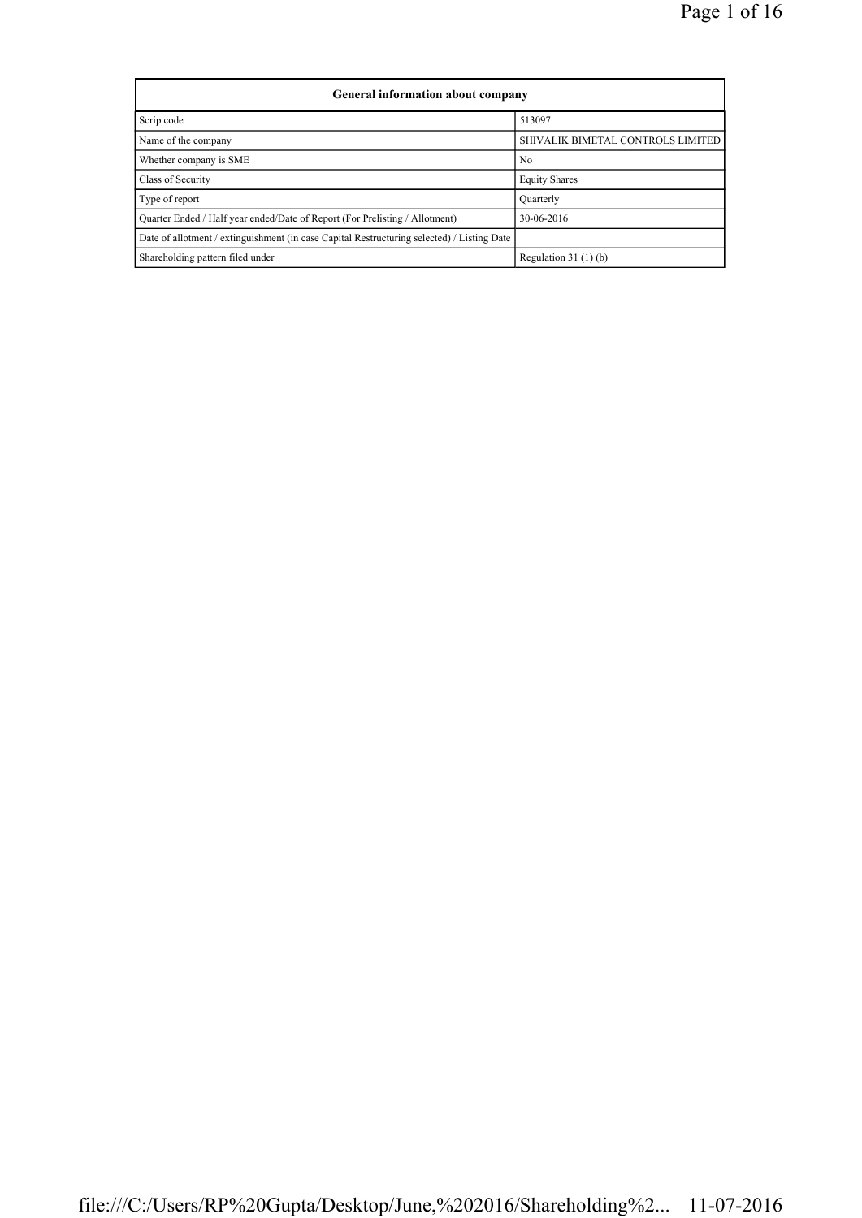| General information about company | |
|---|---|
| Scrip code | 513097 |
| Name of the company | SHIVALIK BIMETAL CONTROLS LIMITED |
| Whether company is SME | No |
| Class of Security | Equity Shares |
| Type of report | Quarterly |
| Quarter Ended / Half year ended/Date of Report (For Prelisting / Allotment) | 30-06-2016 |
| Date of allotment / extinguishment (in case Capital Restructuring selected) / Listing Date | |
| Shareholding pattern filed under | Regulation 31 (1) (b) |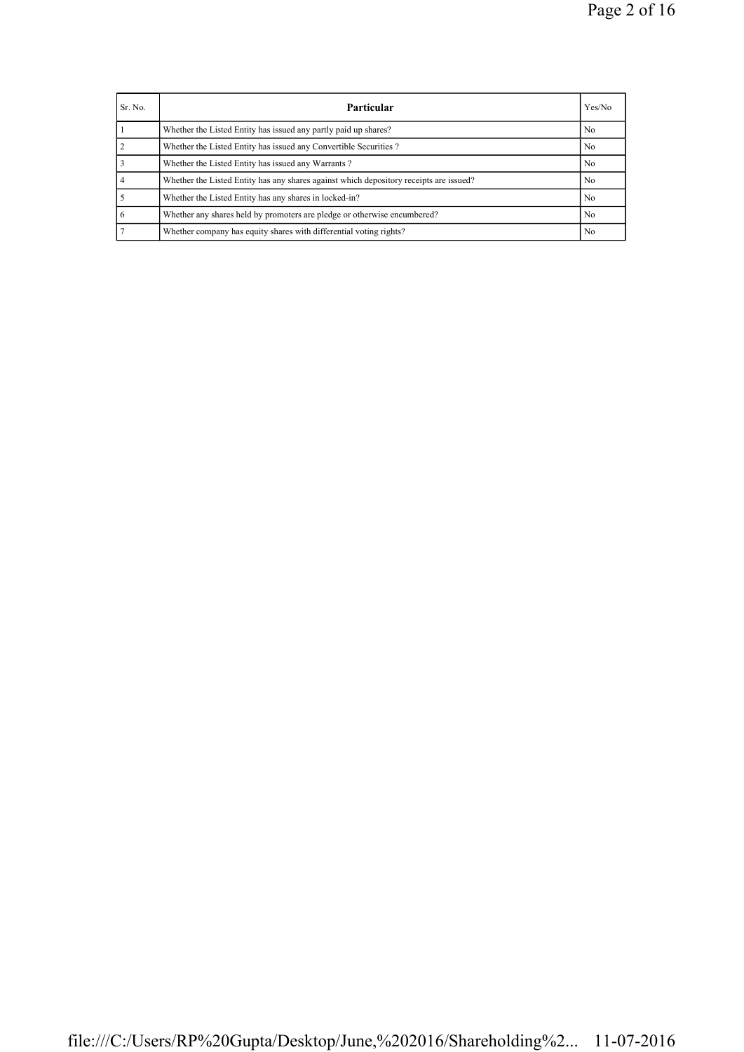| Sr. No. | Particular | Yes/No |
| --- | --- | --- |
| 1 | Whether the Listed Entity has issued any partly paid up shares? | No |
| 2 | Whether the Listed Entity has issued any Convertible Securities ? | No |
| 3 | Whether the Listed Entity has issued any Warrants ? | No |
| 4 | Whether the Listed Entity has any shares against which depository receipts are issued? | No |
| 5 | Whether the Listed Entity has any shares in locked-in? | No |
| 6 | Whether any shares held by promoters are pledge or otherwise encumbered? | No |
| 7 | Whether company has equity shares with differential voting rights? | No |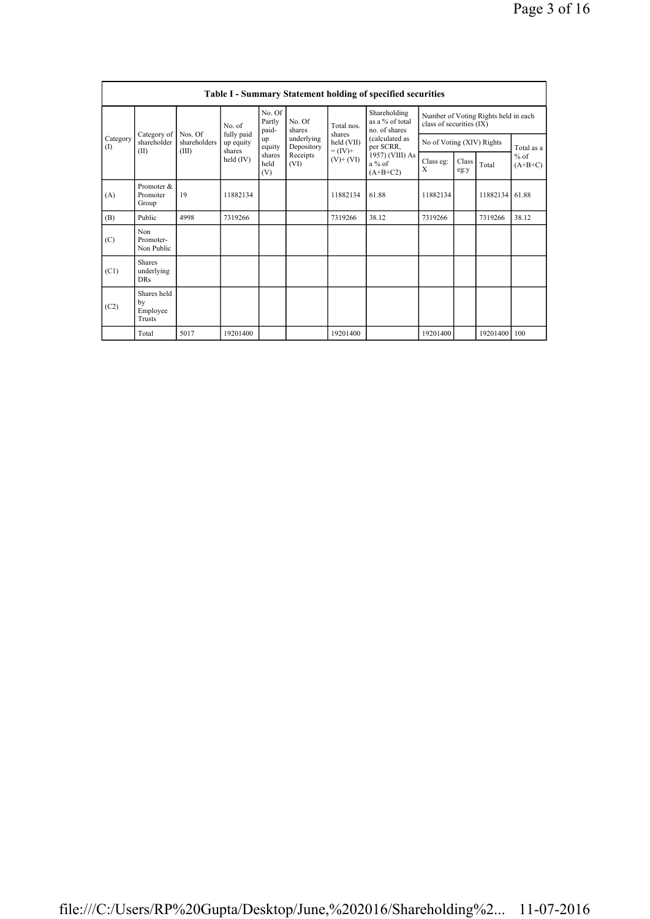**Table I - Summary Statement holding of specified securities**

| Category (I) | Category of shareholder (II) | Nos. Of shareholders (III) | No. of fully paid up equity shares held (IV) | No. Of Partly paid-up equity shares held (V) | No. Of shares underlying Depository Receipts (VI) | Total nos. shares held (VII) = (IV)+ (V)+ (VI) | Shareholding as a % of total no. of shares (calculated as per SCRR, 1957) (VIII) As a % of (A+B+C2) | Number of Voting Rights held in each class of securities (IX) | | | |
|---|---|---|---|---|---|---|---|---|---|---|---|
| | | | | | | | | No of Voting (XIV) Rights | | | Total as a % of (A+B+C) |
| | | | | | | | | Class eg: X | Class eg:y | Total | |
| (A) | Promoter & Promoter Group | 19 | 11882134 | | | 11882134 | 61.88 | 11882134 | | 11882134 | 61.88 |
| (B) | Public | 4998 | 7319266 | | | 7319266 | 38.12 | 7319266 | | 7319266 | 38.12 |
| (C) | Non Promoter- Non Public | | | | | | | | | | |
| (C1) | Shares underlying DRs | | | | | | | | | | |
| (C2) | Shares held by Employee Trusts | | | | | | | | | | |
| | Total | 5017 | 19201400 | | | 19201400 | | 19201400 | | 19201400 | 100 |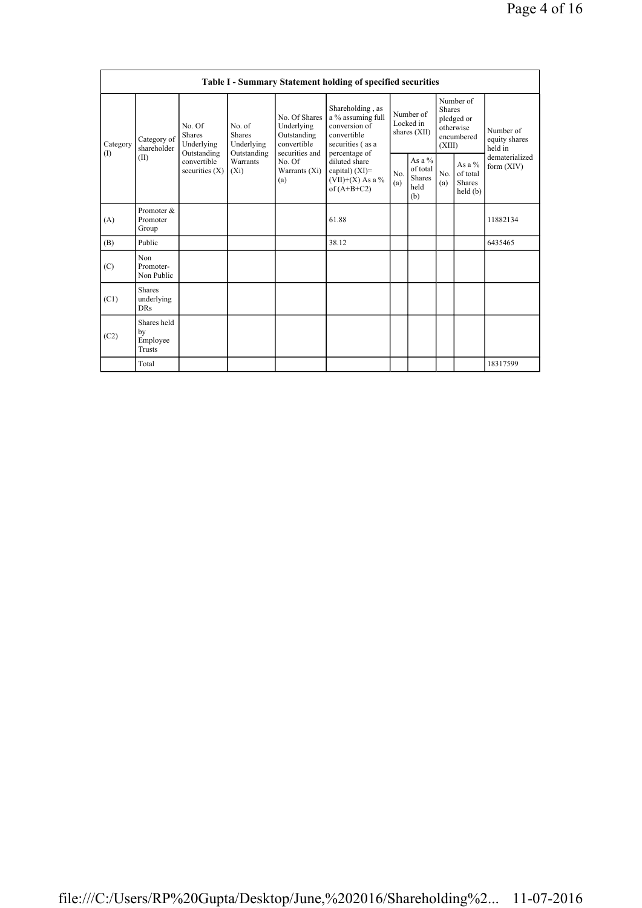| Table I - Summary Statement holding of specified securities | | | | | | | | | | |
|---|---|---|---|---|---|---|---|---|---|---|
| Category (I) | Category of shareholder (II) | No. Of Shares Underlying Outstanding convertible securities (X) | No. of Shares Underlying Outstanding Warrants (Xi) | No. Of Shares Underlying Outstanding convertible securities and No. Of Warrants (Xi) (a) | Shareholding , as a % assuming full conversion of convertible securities ( as a percentage of diluted share capital) (XI)= (VII)+(X) As a % of (A+B+C2) | Number of Locked in shares (XII) | | Number of Shares pledged or otherwise encumbered (XIII) | | Number of equity shares held in dematerialized form (XIV) |
| | | | | | | No. (a) | As a % of total Shares held (b) | No. (a) | As a % of total Shares held (b) | |
| (A) | Promoter & Promoter Group | | | | 61.88 | | | | | 11882134 |
| (B) | Public | | | | 38.12 | | | | | 6435465 |
| (C) | Non Promoter- Non Public | | | | | | | | | |
| (C1) | Shares underlying DRs | | | | | | | | | |
| (C2) | Shares held by Employee Trusts | | | | | | | | | |
| | Total | | | | | | | | | 18317599 |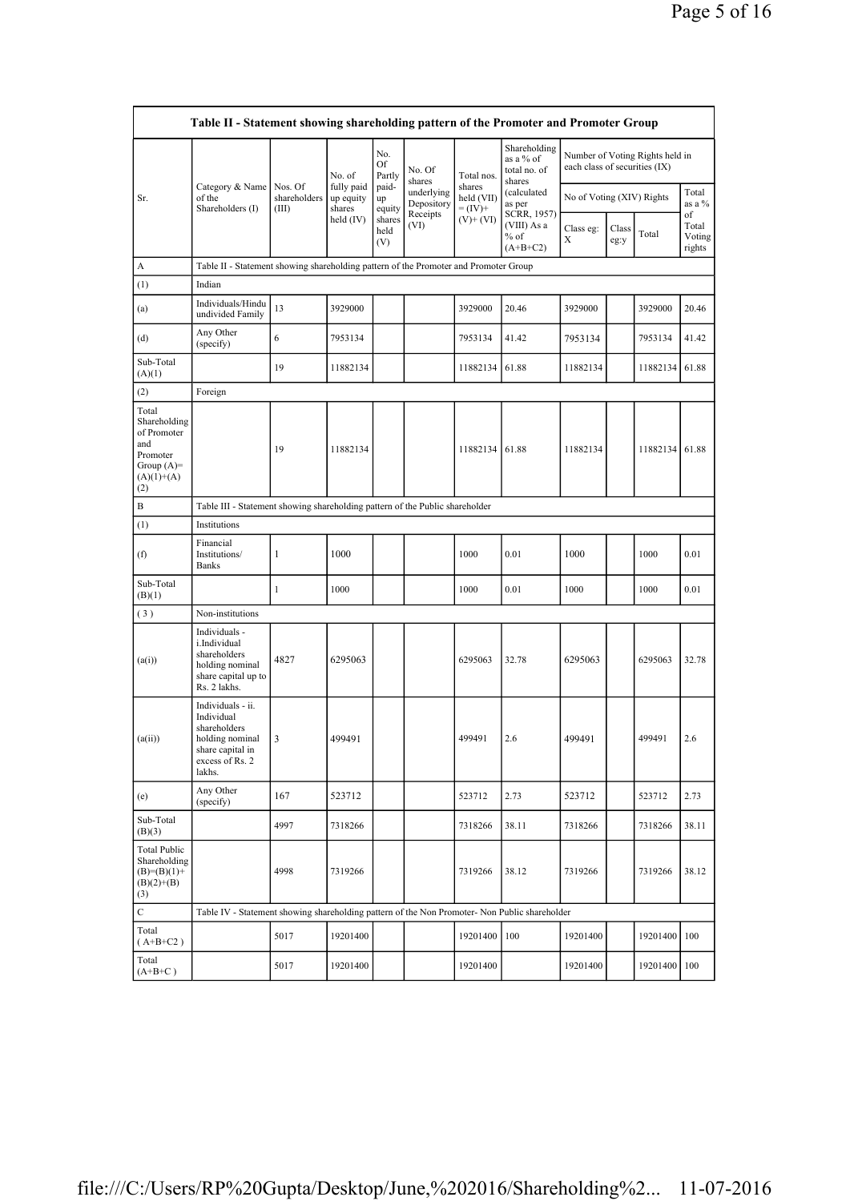**Table II - Statement showing shareholding pattern of the Promoter and Promoter Group**

| Sr. | Category & Name of the Shareholders (I) | Nos. Of shareholders (III) | No. of fully paid up equity shares held (IV) | No. Of Partly paid-up equity shares held (V) | No. Of shares underlying Depository Receipts (VI) | Total nos. shares held (VII) = (IV)+ (V)+ (VI) | Shareholding as a % of total no. of shares (calculated as per SCRR, 1957) (VIII) As a % of (A+B+C2) | Number of Voting Rights held in each class of securities (IX) | | | |
|---|---|---|---|---|---|---|---|---|---|---|---|
| | | | | | | | | No of Voting (XIV) Rights | | | Total as a % of Total Voting rights |
| | | | | | | | | Class eg: X | Class eg:y | Total | |
| A | Table II - Statement showing shareholding pattern of the Promoter and Promoter Group | | | | | | | | | | |
| (1) | Indian | | | | | | | | | | |
| (a) | Individuals/Hindu undivided Family | 13 | 3929000 | | | 3929000 | 20.46 | 3929000 | | 3929000 | 20.46 |
| (d) | Any Other (specify) | 6 | 7953134 | | | 7953134 | 41.42 | 7953134 | | 7953134 | 41.42 |
| Sub-Total (A)(1) | | 19 | 11882134 | | | 11882134 | 61.88 | 11882134 | | 11882134 | 61.88 |
| (2) | Foreign | | | | | | | | | | |
| Total Shareholding of Promoter and Promoter Group (A)= (A)(1)+(A)(2) | | 19 | 11882134 | | | 11882134 | 61.88 | 11882134 | | 11882134 | 61.88 |
| B | Table III - Statement showing shareholding pattern of the Public shareholder | | | | | | | | | | |
| (1) | Institutions | | | | | | | | | | |
| (f) | Financial Institutions/ Banks | 1 | 1000 | | | 1000 | 0.01 | 1000 | | 1000 | 0.01 |
| Sub-Total (B)(1) | | 1 | 1000 | | | 1000 | 0.01 | 1000 | | 1000 | 0.01 |
| (3) | Non-institutions | | | | | | | | | | |
| (a(i)) | Individuals - i.Individual shareholders holding nominal share capital up to Rs. 2 lakhs. | 4827 | 6295063 | | | 6295063 | 32.78 | 6295063 | | 6295063 | 32.78 |
| (a(ii)) | Individuals - ii. Individual shareholders holding nominal share capital in excess of Rs. 2 lakhs. | 3 | 499491 | | | 499491 | 2.6 | 499491 | | 499491 | 2.6 |
| (e) | Any Other (specify) | 167 | 523712 | | | 523712 | 2.73 | 523712 | | 523712 | 2.73 |
| Sub-Total (B)(3) | | 4997 | 7318266 | | | 7318266 | 38.11 | 7318266 | | 7318266 | 38.11 |
| Total Public Shareholding (B)=(B)(1)+(B)(2)+(B)(3) | | 4998 | 7319266 | | | 7319266 | 38.12 | 7319266 | | 7319266 | 38.12 |
| C | Table IV - Statement showing shareholding pattern of the Non Promoter- Non Public shareholder | | | | | | | | | | |
| Total ( A+B+C2 ) | | 5017 | 19201400 | | | 19201400 | 100 | 19201400 | | 19201400 | 100 |
| Total (A+B+C ) | | 5017 | 19201400 | | | 19201400 | | 19201400 | | 19201400 | 100 |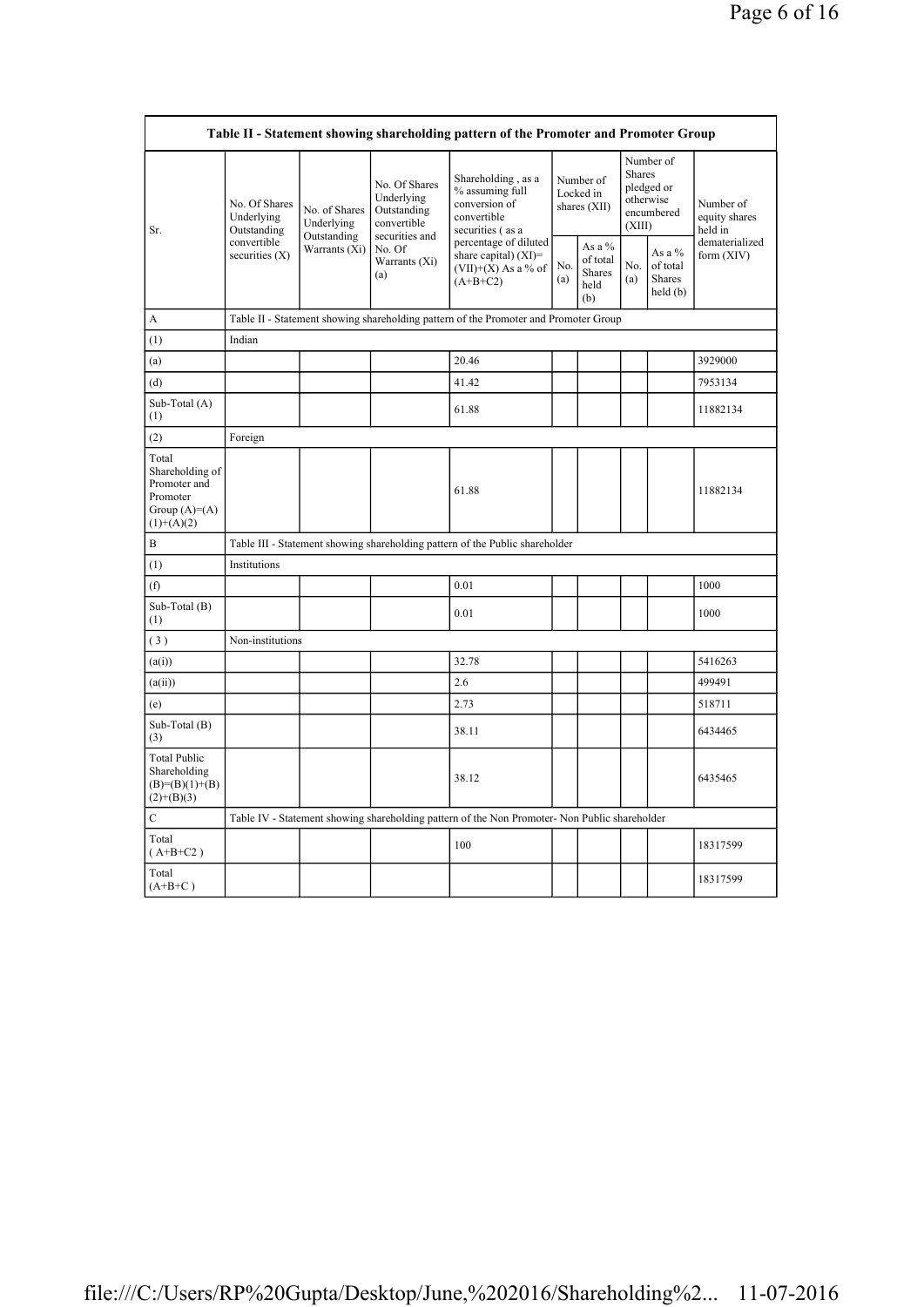| Table II - Statement showing shareholding pattern of the Promoter and Promoter Group | | | | | | | | | |
|---|---|---|---|---|---|---|---|---|---|
| Sr. | No. Of Shares Underlying Outstanding convertible securities (X) | No. of Shares Underlying Outstanding Warrants (Xi) | No. Of Shares Underlying Outstanding convertible securities and No. Of Warrants (Xi) (a) | Shareholding , as a % assuming full conversion of convertible securities ( as a percentage of diluted share capital) (XI)= (VII)+(X) As a % of (A+B+C2) | Number of Locked in shares (XII) | | Number of Shares pledged or otherwise encumbered (XIII) | | Number of equity shares held in dematerialized form (XIV) |
| | | | | | No. (a) | As a % of total Shares held (b) | No. (a) | As a % of total Shares held (b) | |
| A | Table II - Statement showing shareholding pattern of the Promoter and Promoter Group | | | | | | | | |
| (1) | Indian | | | | | | | | |
| (a) | | | | 20.46 | | | | | 3929000 |
| (d) | | | | 41.42 | | | | | 7953134 |
| Sub-Total (A) (1) | | | | 61.88 | | | | | 11882134 |
| (2) | Foreign | | | | | | | | |
| Total Shareholding of Promoter and Promoter Group (A)=(A)(1)+(A)(2) | | | | 61.88 | | | | | 11882134 |
| B | Table III - Statement showing shareholding pattern of the Public shareholder | | | | | | | | |
| (1) | Institutions | | | | | | | | |
| (f) | | | | 0.01 | | | | | 1000 |
| Sub-Total (B) (1) | | | | 0.01 | | | | | 1000 |
| (3) | Non-institutions | | | | | | | | |
| (a(i)) | | | | 32.78 | | | | | 5416263 |
| (a(ii)) | | | | 2.6 | | | | | 499491 |
| (e) | | | | 2.73 | | | | | 518711 |
| Sub-Total (B) (3) | | | | 38.11 | | | | | 6434465 |
| Total Public Shareholding (B)=(B)(1)+(B)(2)+(B)(3) | | | | 38.12 | | | | | 6435465 |
| C | Table IV - Statement showing shareholding pattern of the Non Promoter- Non Public shareholder | | | | | | | | |
| Total ( A+B+C2 ) | | | | 100 | | | | | 18317599 |
| Total (A+B+C ) | | | | | | | | | 18317599 |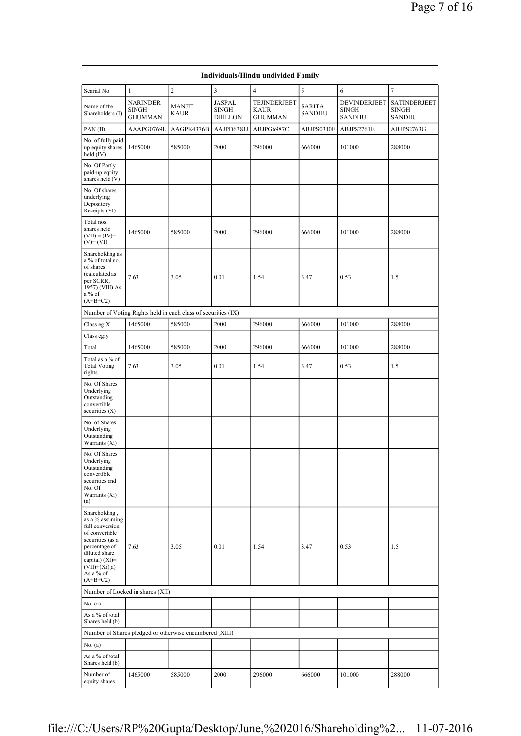| Individuals/Hindu undivided Family | | | | | | | |
|---|---|---|---|---|---|---|---|
| Searial No. | 1 | 2 | 3 | 4 | 5 | 6 | 7 |
| Name of the Shareholders (I) | NARINDER SINGH GHUMMAN | MANJIT KAUR | JASPAL SINGH DHILLON | TEJINDERJEET KAUR GHUMMAN | SARITA SANDHU | DEVINDERJEET SINGH SANDHU | SATINDERJEET SINGH SANDHU |
| PAN (II) | AAAPG0769L | AAGPK4376B | AAJPD6381J | ABJPG6987C | ABJPS0310F | ABJPS2761E | ABJPS2763G |
| No. of fully paid up equity shares held (IV) | 1465000 | 585000 | 2000 | 296000 | 666000 | 101000 | 288000 |
| No. Of Partly paid-up equity shares held (V) | | | | | | | |
| No. Of shares underlying Depository Receipts (VI) | | | | | | | |
| Total nos. shares held (VII) = (IV)+ (V)+ (VI) | 1465000 | 585000 | 2000 | 296000 | 666000 | 101000 | 288000 |
| Shareholding as a % of total no. of shares (calculated as per SCRR, 1957) (VIII) As a % of (A+B+C2) | 7.63 | 3.05 | 0.01 | 1.54 | 3.47 | 0.53 | 1.5 |
| Number of Voting Rights held in each class of securities (IX) | | | | | | | |
| Class eg:X | 1465000 | 585000 | 2000 | 296000 | 666000 | 101000 | 288000 |
| Class eg:y | | | | | | | |
| Total | 1465000 | 585000 | 2000 | 296000 | 666000 | 101000 | 288000 |
| Total as a % of Total Voting rights | 7.63 | 3.05 | 0.01 | 1.54 | 3.47 | 0.53 | 1.5 |
| No. Of Shares Underlying Outstanding convertible securities (X) | | | | | | | |
| No. of Shares Underlying Outstanding Warrants (Xi) | | | | | | | |
| No. Of Shares Underlying Outstanding convertible securities and No. Of Warrants (Xi) (a) | | | | | | | |
| Shareholding , as a % assuming full conversion of convertible securities (as a percentage of diluted share capital) (XI)= (VII)+(Xi)(a) As a % of (A+B+C2) | 7.63 | 3.05 | 0.01 | 1.54 | 3.47 | 0.53 | 1.5 |
| Number of Locked in shares (XII) | | | | | | | |
| No. (a) | | | | | | | |
| As a % of total Shares held (b) | | | | | | | |
| Number of Shares pledged or otherwise encumbered (XIII) | | | | | | | |
| No. (a) | | | | | | | |
| As a % of total Shares held (b) | | | | | | | |
| Number of equity shares | 1465000 | 585000 | 2000 | 296000 | 666000 | 101000 | 288000 |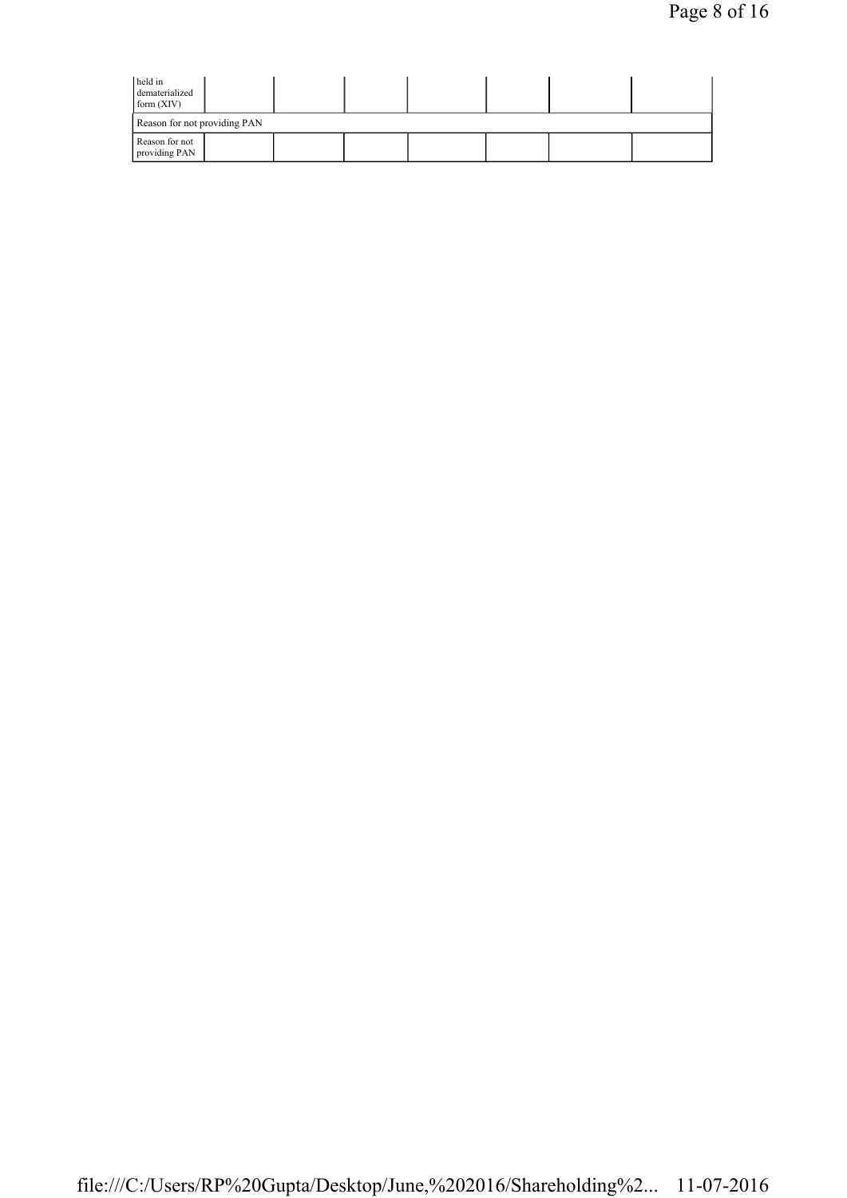| held in dematerialized form (XIV) | | | | | | | |
|---|---|---|---|---|---|---|---|
| Reason for not providing PAN | | | | | | | |
| Reason for not providing PAN | | | | | | | |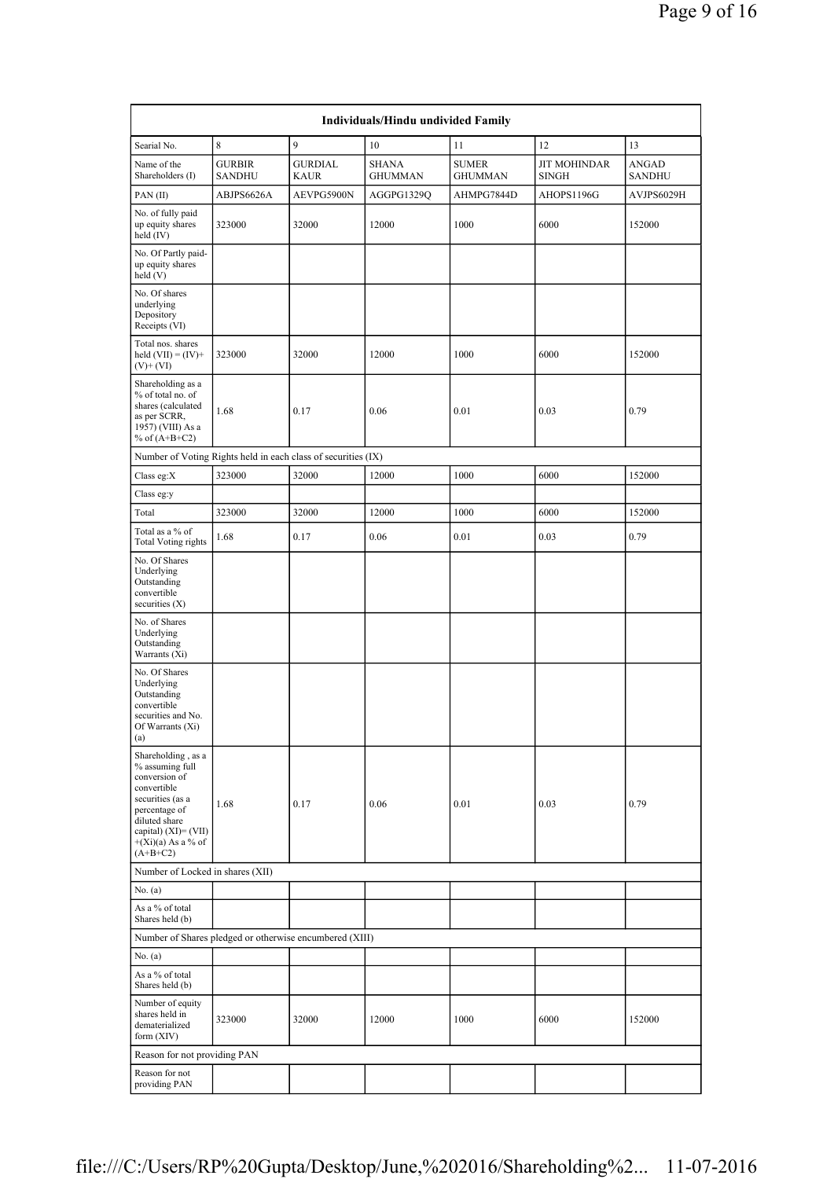| Individuals/Hindu undivided Family | | | | | | |
|---|---|---|---|---|---|---|
| Searial No. | 8 | 9 | 10 | 11 | 12 | 13 |
| Name of the Shareholders (I) | GURBIR SANDHU | GURDIAL KAUR | SHANA GHUMMAN | SUMER GHUMMAN | JIT MOHINDAR SINGH | ANGAD SANDHU |
| PAN (II) | ABJPS6626A | AEVPG5900N | AGGPG1329Q | AHMPG7844D | AHOPS1196G | AVJPS6029H |
| No. of fully paid up equity shares held (IV) | 323000 | 32000 | 12000 | 1000 | 6000 | 152000 |
| No. Of Partly paid-up equity shares held (V) | | | | | | |
| No. Of shares underlying Depository Receipts (VI) | | | | | | |
| Total nos. shares held (VII) = (IV)+(V)+ (VI) | 323000 | 32000 | 12000 | 1000 | 6000 | 152000 |
| Shareholding as a % of total no. of shares (calculated as per SCRR, 1957) (VIII) As a % of (A+B+C2) | 1.68 | 0.17 | 0.06 | 0.01 | 0.03 | 0.79 |
| Number of Voting Rights held in each class of securities (IX) | | | | | | |
| Class eg:X | 323000 | 32000 | 12000 | 1000 | 6000 | 152000 |
| Class eg:y | | | | | | |
| Total | 323000 | 32000 | 12000 | 1000 | 6000 | 152000 |
| Total as a % of Total Voting rights | 1.68 | 0.17 | 0.06 | 0.01 | 0.03 | 0.79 |
| No. Of Shares Underlying Outstanding convertible securities (X) | | | | | | |
| No. of Shares Underlying Outstanding Warrants (Xi) | | | | | | |
| No. Of Shares Underlying Outstanding convertible securities and No. Of Warrants (Xi) (a) | | | | | | |
| Shareholding , as a % assuming full conversion of convertible securities (as a percentage of diluted share capital) (XI)= (VII)+(Xi)(a) As a % of (A+B+C2) | 1.68 | 0.17 | 0.06 | 0.01 | 0.03 | 0.79 |
| Number of Locked in shares (XII) | | | | | | |
| No. (a) | | | | | | |
| As a % of total Shares held (b) | | | | | | |
| Number of Shares pledged or otherwise encumbered (XIII) | | | | | | |
| No. (a) | | | | | | |
| As a % of total Shares held (b) | | | | | | |
| Number of equity shares held in dematerialized form (XIV) | 323000 | 32000 | 12000 | 1000 | 6000 | 152000 |
| Reason for not providing PAN | | | | | | |
| Reason for not providing PAN | | | | | | |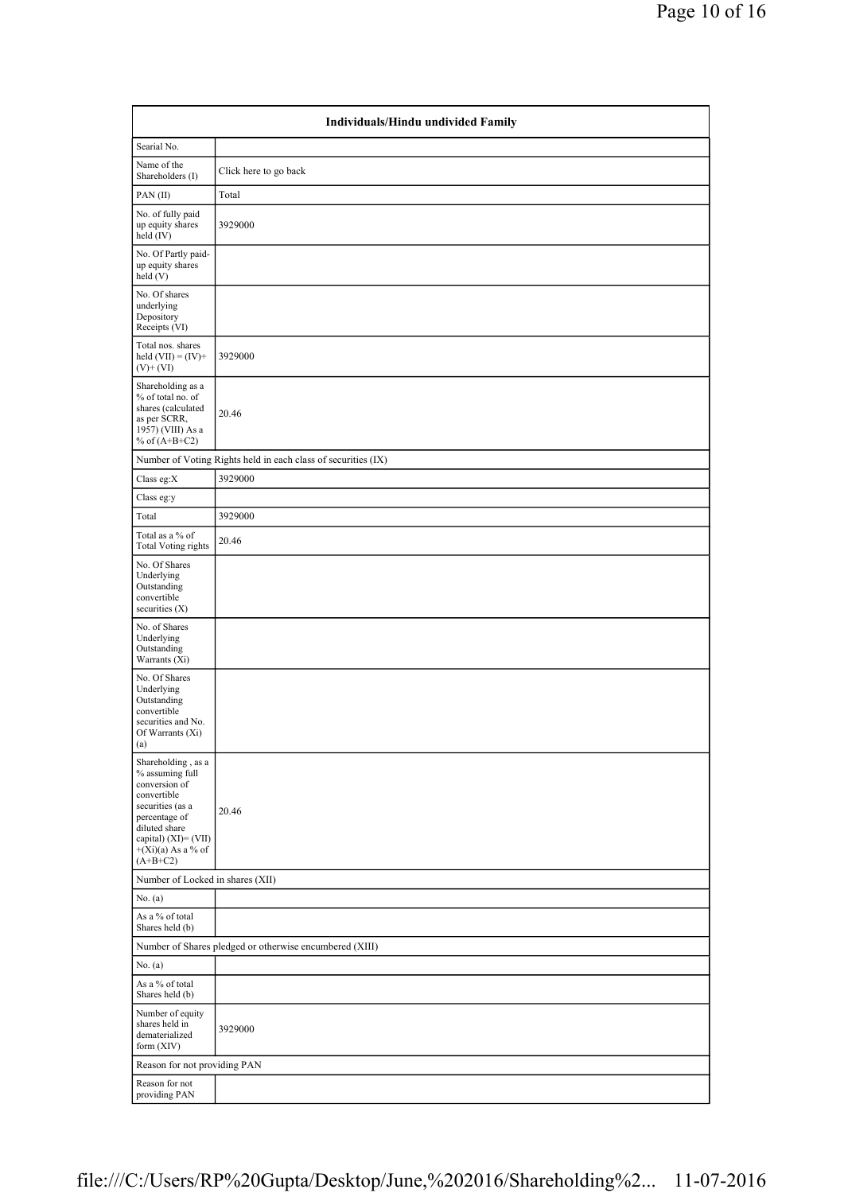| Individuals/Hindu undivided Family | |
|---|---|
| Searial No. | |
| Name of the Shareholders (I) | Click here to go back |
| PAN (II) | Total |
| No. of fully paid up equity shares held (IV) | 3929000 |
| No. Of Partly paid-up equity shares held (V) | |
| No. Of shares underlying Depository Receipts (VI) | |
| Total nos. shares held (VII) = (IV)+(V)+ (VI) | 3929000 |
| Shareholding as a % of total no. of shares (calculated as per SCRR, 1957) (VIII) As a % of (A+B+C2) | 20.46 |
| Number of Voting Rights held in each class of securities (IX) | |
| Class eg:X | 3929000 |
| Class eg:y | |
| Total | 3929000 |
| Total as a % of Total Voting rights | 20.46 |
| No. Of Shares Underlying Outstanding convertible securities (X) | |
| No. of Shares Underlying Outstanding Warrants (Xi) | |
| No. Of Shares Underlying Outstanding convertible securities and No. Of Warrants (Xi) (a) | |
| Shareholding , as a % assuming full conversion of convertible securities (as a percentage of diluted share capital) (XI)= (VII)+(Xi)(a) As a % of (A+B+C2) | 20.46 |
| Number of Locked in shares (XII) | |
| No. (a) | |
| As a % of total Shares held (b) | |
| Number of Shares pledged or otherwise encumbered (XIII) | |
| No. (a) | |
| As a % of total Shares held (b) | |
| Number of equity shares held in dematerialized form (XIV) | 3929000 |
| Reason for not providing PAN | |
| Reason for not providing PAN | |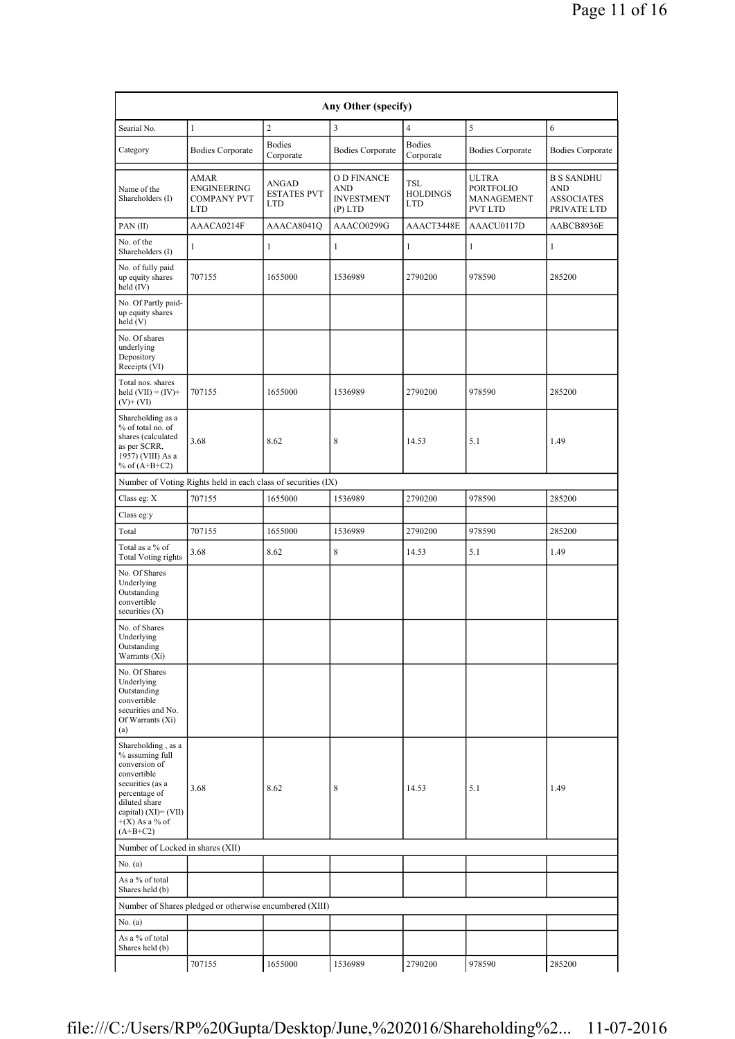| Any Other (specify) | | | | | | |
|---|---|---|---|---|---|---|
| Searial No. | 1 | 2 | 3 | 4 | 5 | 6 |
| Category | Bodies Corporate | Bodies Corporate | Bodies Corporate | Bodies Corporate | Bodies Corporate | Bodies Corporate |
| Name of the Shareholders (I) | AMAR ENGINEERING COMPANY PVT LTD | ANGAD ESTATES PVT LTD | O D FINANCE AND INVESTMENT (P) LTD | TSL HOLDINGS LTD | ULTRA PORTFOLIO MANAGEMENT PVT LTD | B S SANDHU AND ASSOCIATES PRIVATE LTD |
| PAN (II) | AAACA0214F | AAACA8041Q | AAACO0299G | AAACT3448E | AAACU0117D | AABCB8936E |
| No. of the Shareholders (I) | 1 | 1 | 1 | 1 | 1 | 1 |
| No. of fully paid up equity shares held (IV) | 707155 | 1655000 | 1536989 | 2790200 | 978590 | 285200 |
| No. Of Partly paid-up equity shares held (V) | | | | | | |
| No. Of shares underlying Depository Receipts (VI) | | | | | | |
| Total nos. shares held (VII) = (IV)+(V)+ (VI) | 707155 | 1655000 | 1536989 | 2790200 | 978590 | 285200 |
| Shareholding as a % of total no. of shares (calculated as per SCRR, 1957) (VIII) As a % of (A+B+C2) | 3.68 | 8.62 | 8 | 14.53 | 5.1 | 1.49 |
| Number of Voting Rights held in each class of securities (IX) | | | | | | |
| Class eg: X | 707155 | 1655000 | 1536989 | 2790200 | 978590 | 285200 |
| Class eg:y | | | | | | |
| Total | 707155 | 1655000 | 1536989 | 2790200 | 978590 | 285200 |
| Total as a % of Total Voting rights | 3.68 | 8.62 | 8 | 14.53 | 5.1 | 1.49 |
| No. Of Shares Underlying Outstanding convertible securities (X) | | | | | | |
| No. of Shares Underlying Outstanding Warrants (Xi) | | | | | | |
| No. Of Shares Underlying Outstanding convertible securities and No. Of Warrants (Xi) (a) | | | | | | |
| Shareholding , as a % assuming full conversion of convertible securities (as a percentage of diluted share capital) (XI)= (VII) +(X) As a % of (A+B+C2) | 3.68 | 8.62 | 8 | 14.53 | 5.1 | 1.49 |
| Number of Locked in shares (XII) | | | | | | |
| No. (a) | | | | | | |
| As a % of total Shares held (b) | | | | | | |
| Number of Shares pledged or otherwise encumbered (XIII) | | | | | | |
| No. (a) | | | | | | |
| As a % of total Shares held (b) | | | | | | |
| | 707155 | 1655000 | 1536989 | 2790200 | 978590 | 285200 |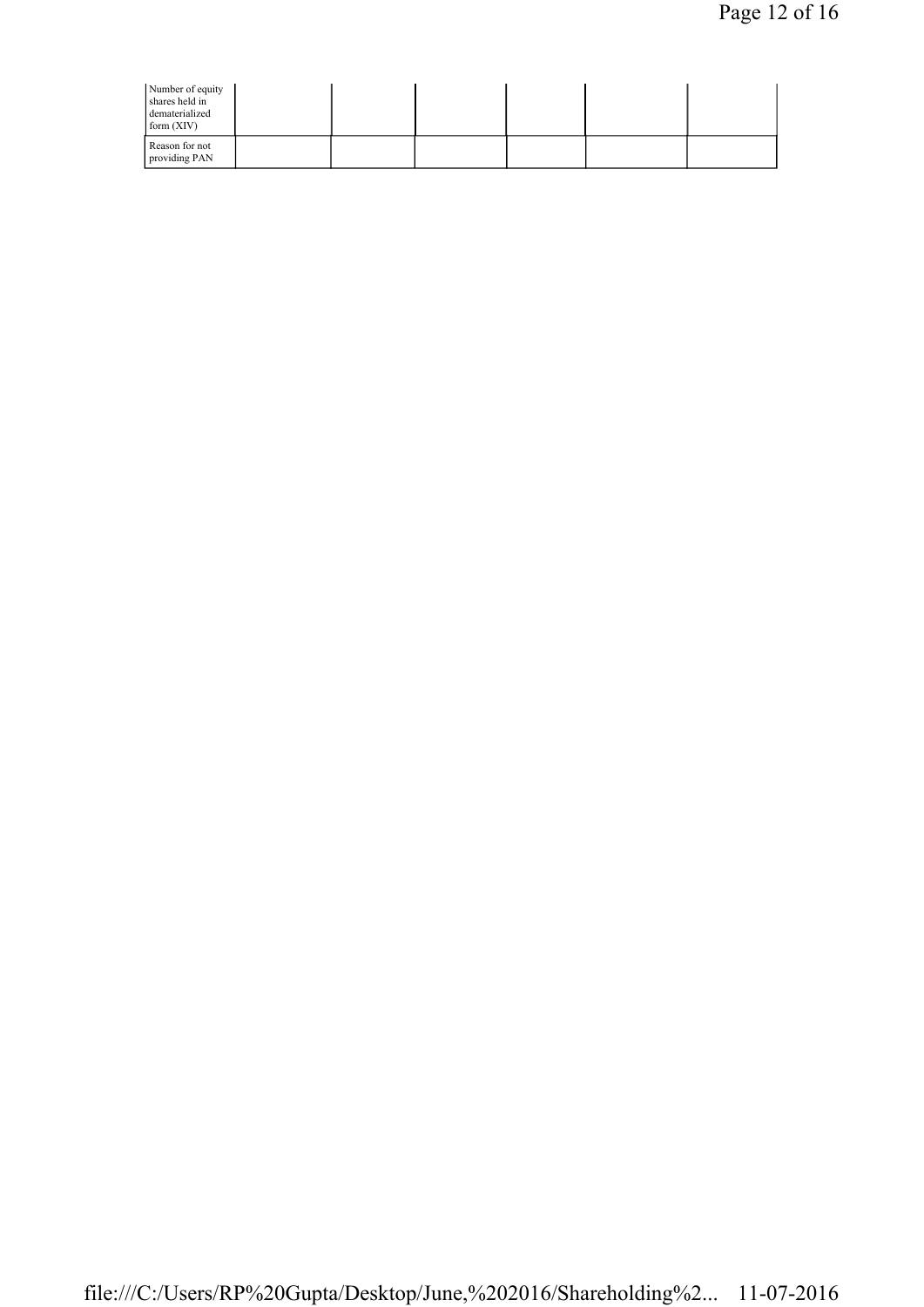| Number of equity shares held in dematerialized form (XIV) | | | | | | |
|---|---|---|---|---|---|---|
| Reason for not providing PAN | | | | | | |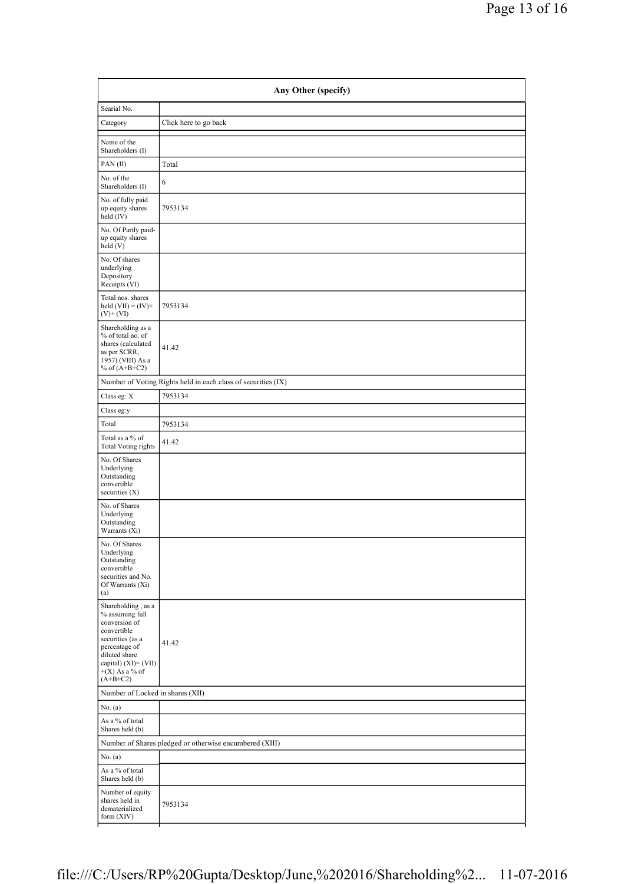| Any Other (specify) | |
|---|---|
| Searial No. | |
| Category | Click here to go back |
| Name of the Shareholders (I) | |
| PAN (II) | Total |
| No. of the Shareholders (I) | 6 |
| No. of fully paid up equity shares held (IV) | 7953134 |
| No. Of Partly paid-up equity shares held (V) | |
| No. Of shares underlying Depository Receipts (VI) | |
| Total nos. shares held (VII) = (IV)+ (V)+ (VI) | 7953134 |
| Shareholding as a % of total no. of shares (calculated as per SCRR, 1957) (VIII) As a % of (A+B+C2) | 41.42 |
| Number of Voting Rights held in each class of securities (IX) | |
| Class eg: X | 7953134 |
| Class eg:y | |
| Total | 7953134 |
| Total as a % of Total Voting rights | 41.42 |
| No. Of Shares Underlying Outstanding convertible securities (X) | |
| No. of Shares Underlying Outstanding Warrants (Xi) | |
| No. Of Shares Underlying Outstanding convertible securities and No. Of Warrants (Xi) (a) | |
| Shareholding , as a % assuming full conversion of convertible securities (as a percentage of diluted share capital) (XI)= (VII)+(X) As a % of (A+B+C2) | 41.42 |
| Number of Locked in shares (XII) | |
| No. (a) | |
| As a % of total Shares held (b) | |
| Number of Shares pledged or otherwise encumbered (XIII) | |
| No. (a) | |
| As a % of total Shares held (b) | |
| Number of equity shares held in dematerialized form (XIV) | 7953134 |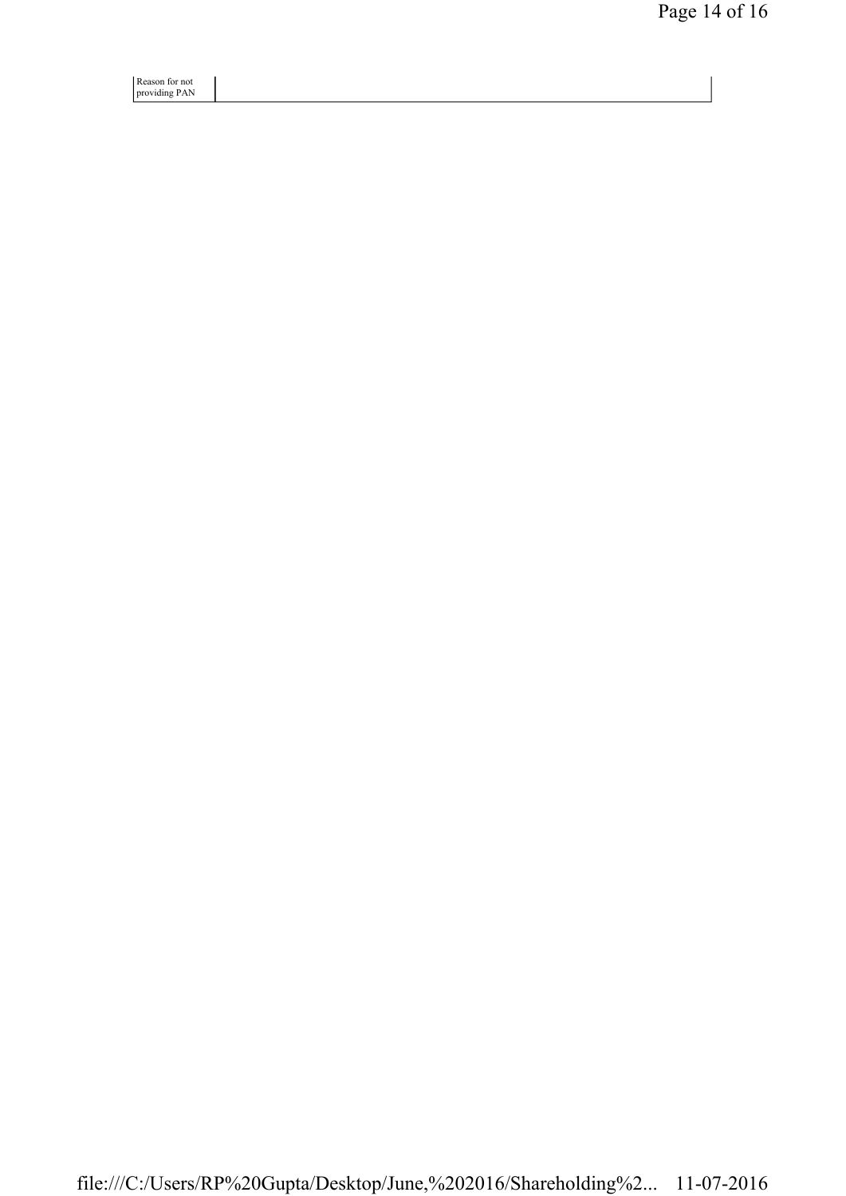| Reason for not providing PAN | |
|---|---|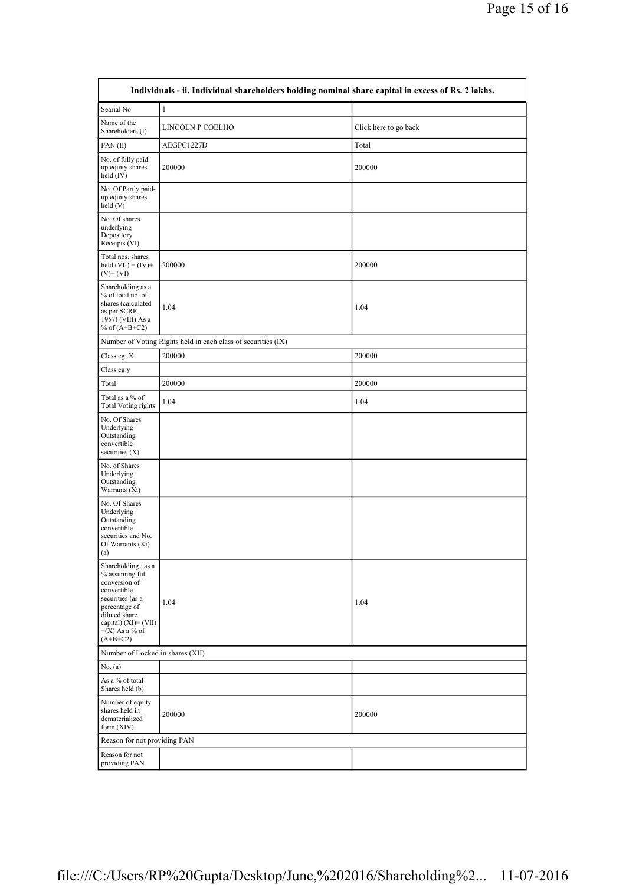| Individuals - ii. Individual shareholders holding nominal share capital in excess of Rs. 2 lakhs. | | |
|---|---|---|
| Searial No. | 1 | |
| Name of the Shareholders (I) | LINCOLN P COELHO | Click here to go back |
| PAN (II) | AEGPC1227D | Total |
| No. of fully paid up equity shares held (IV) | 200000 | 200000 |
| No. Of Partly paid-up equity shares held (V) | | |
| No. Of shares underlying Depository Receipts (VI) | | |
| Total nos. shares held (VII) = (IV)+ (V)+ (VI) | 200000 | 200000 |
| Shareholding as a % of total no. of shares (calculated as per SCRR, 1957) (VIII) As a % of (A+B+C2) | 1.04 | 1.04 |
| Number of Voting Rights held in each class of securities (IX) | | |
| Class eg: X | 200000 | 200000 |
| Class eg:y | | |
| Total | 200000 | 200000 |
| Total as a % of Total Voting rights | 1.04 | 1.04 |
| No. Of Shares Underlying Outstanding convertible securities (X) | | |
| No. of Shares Underlying Outstanding Warrants (Xi) | | |
| No. Of Shares Underlying Outstanding convertible securities and No. Of Warrants (Xi) (a) | | |
| Shareholding , as a % assuming full conversion of convertible securities (as a percentage of diluted share capital) (XI)= (VII) +(X) As a % of (A+B+C2) | 1.04 | 1.04 |
| Number of Locked in shares (XII) | | |
| No. (a) | | |
| As a % of total Shares held (b) | | |
| Number of equity shares held in dematerialized form (XIV) | 200000 | 200000 |
| Reason for not providing PAN | | |
| Reason for not providing PAN | | |